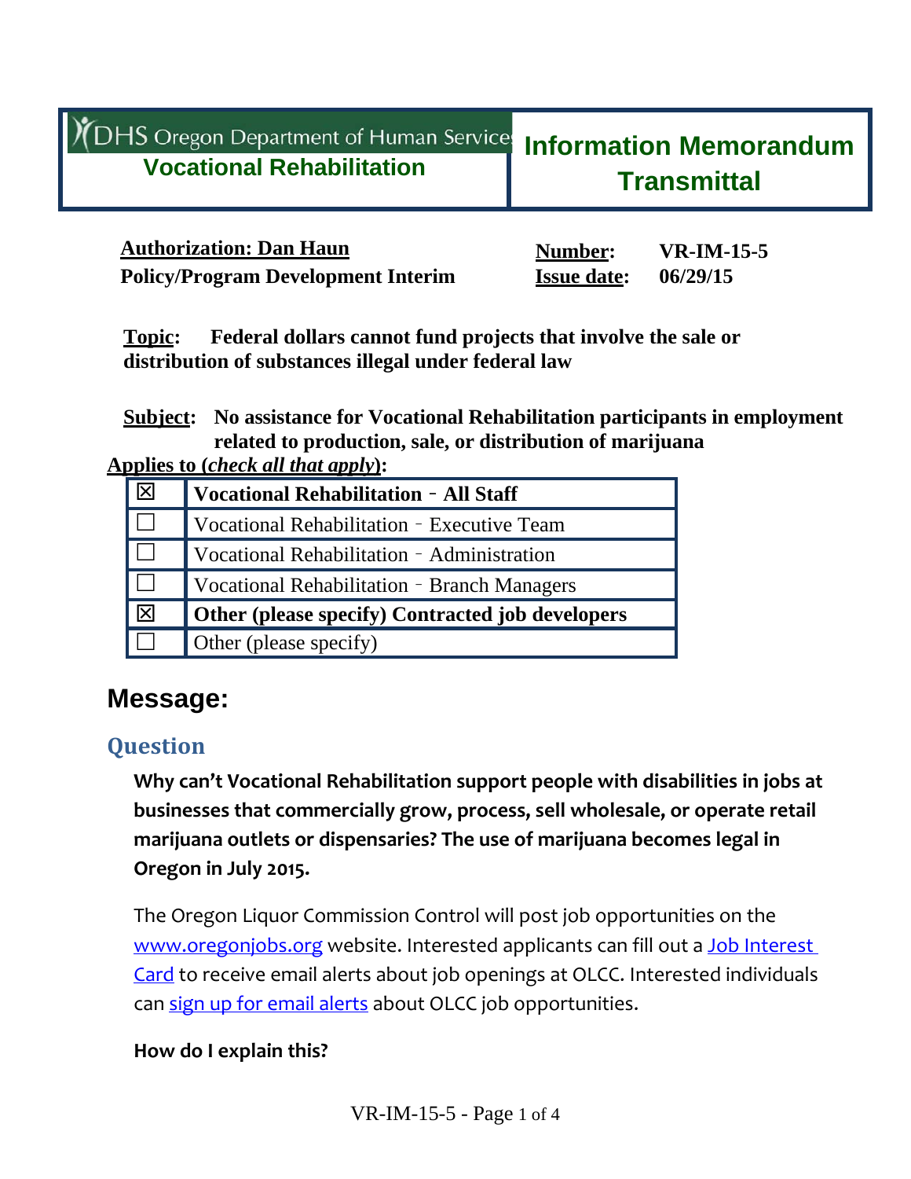DHS Oregon Department of Human Services
**Vocational Rehabilitation**

# Information Memorandum Transmittal

**Authorization: Dan Haun**
**Policy/Program Development Interim**

**Number:** VR-IM-15-5
**Issue date:** 06/29/15

**Topic:** **Federal dollars cannot fund projects that involve the sale or distribution of substances illegal under federal law**

**Subject:** **No assistance for Vocational Rehabilitation participants in employment related to production, sale, or distribution of marijuana**

**Applies to (*check all that apply*):**

| | |
|---|---|
| ☒ | **Vocational Rehabilitation – All Staff** |
| ☐ | Vocational Rehabilitation – Executive Team |
| ☐ | Vocational Rehabilitation – Administration |
| ☐ | Vocational Rehabilitation – Branch Managers |
| ☒ | **Other (please specify) Contracted job developers** |
| ☐ | Other (please specify) |

## Message:

### Question

**Why can't Vocational Rehabilitation support people with disabilities in jobs at businesses that commercially grow, process, sell wholesale, or operate retail marijuana outlets or dispensaries? The use of marijuana becomes legal in Oregon in July 2015.**

The Oregon Liquor Commission Control will post job opportunities on the [www.oregonjobs.org](www.oregonjobs.org) website. Interested applicants can fill out a [Job Interest Card]() to receive email alerts about job openings at OLCC. Interested individuals can [sign up for email alerts]() about OLCC job opportunities.

**How do I explain this?**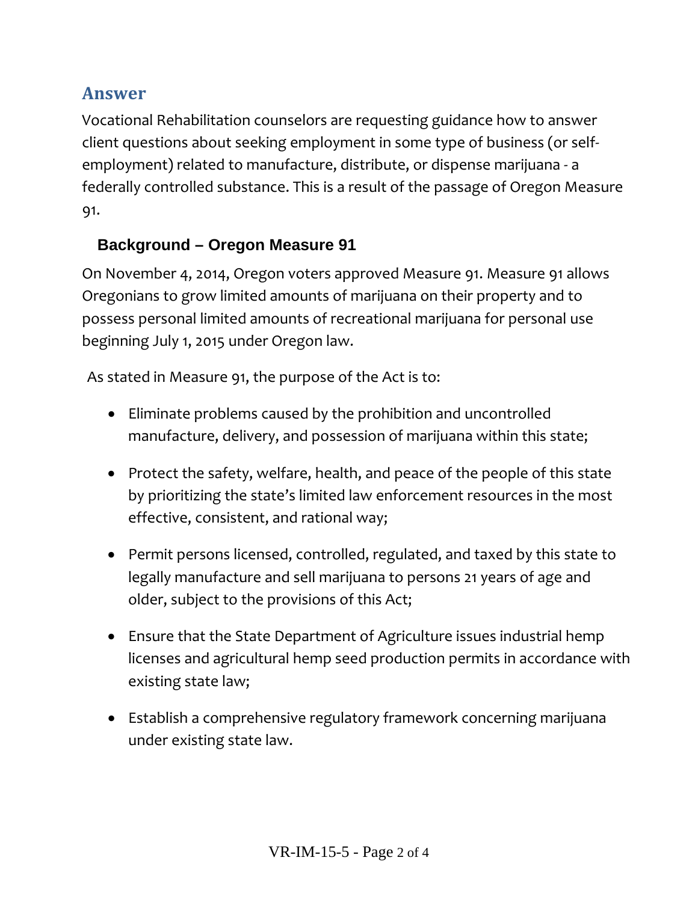## Answer

Vocational Rehabilitation counselors are requesting guidance how to answer client questions about seeking employment in some type of business (or self-employment) related to manufacture, distribute, or dispense marijuana - a federally controlled substance. This is a result of the passage of Oregon Measure 91.

### Background – Oregon Measure 91

On November 4, 2014, Oregon voters approved Measure 91. Measure 91 allows Oregonians to grow limited amounts of marijuana on their property and to possess personal limited amounts of recreational marijuana for personal use beginning July 1, 2015 under Oregon law.

As stated in Measure 91, the purpose of the Act is to:

- Eliminate problems caused by the prohibition and uncontrolled manufacture, delivery, and possession of marijuana within this state;
- Protect the safety, welfare, health, and peace of the people of this state by prioritizing the state's limited law enforcement resources in the most effective, consistent, and rational way;
- Permit persons licensed, controlled, regulated, and taxed by this state to legally manufacture and sell marijuana to persons 21 years of age and older, subject to the provisions of this Act;
- Ensure that the State Department of Agriculture issues industrial hemp licenses and agricultural hemp seed production permits in accordance with existing state law;
- Establish a comprehensive regulatory framework concerning marijuana under existing state law.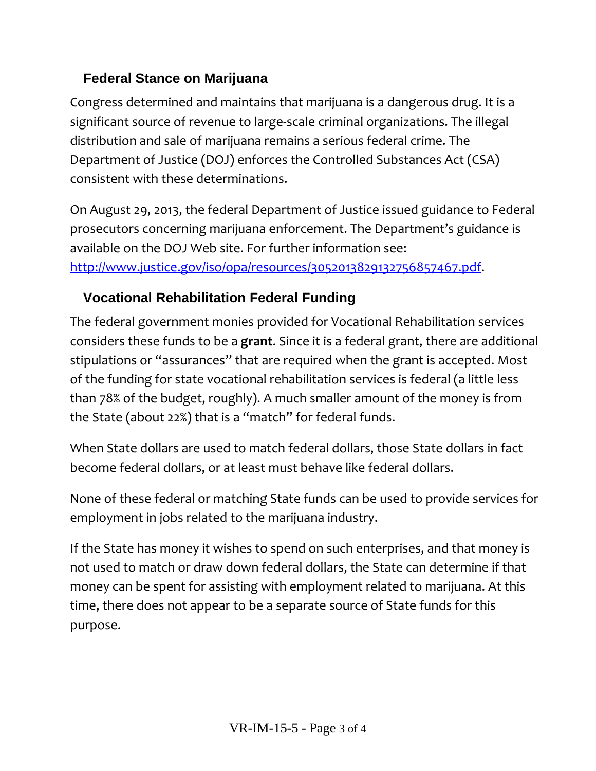## Federal Stance on Marijuana

Congress determined and maintains that marijuana is a dangerous drug. It is a significant source of revenue to large-scale criminal organizations. The illegal distribution and sale of marijuana remains a serious federal crime. The Department of Justice (DOJ) enforces the Controlled Substances Act (CSA) consistent with these determinations.

On August 29, 2013, the federal Department of Justice issued guidance to Federal prosecutors concerning marijuana enforcement. The Department's guidance is available on the DOJ Web site. For further information see: [http://www.justice.gov/iso/opa/resources/3052013829132756857467.pdf](http://www.justice.gov/iso/opa/resources/3052013829132756857467.pdf).

## Vocational Rehabilitation Federal Funding

The federal government monies provided for Vocational Rehabilitation services considers these funds to be a **grant**. Since it is a federal grant, there are additional stipulations or "assurances" that are required when the grant is accepted. Most of the funding for state vocational rehabilitation services is federal (a little less than 78% of the budget, roughly). A much smaller amount of the money is from the State (about 22%) that is a "match" for federal funds.

When State dollars are used to match federal dollars, those State dollars in fact become federal dollars, or at least must behave like federal dollars.

None of these federal or matching State funds can be used to provide services for employment in jobs related to the marijuana industry.

If the State has money it wishes to spend on such enterprises, and that money is not used to match or draw down federal dollars, the State can determine if that money can be spent for assisting with employment related to marijuana. At this time, there does not appear to be a separate source of State funds for this purpose.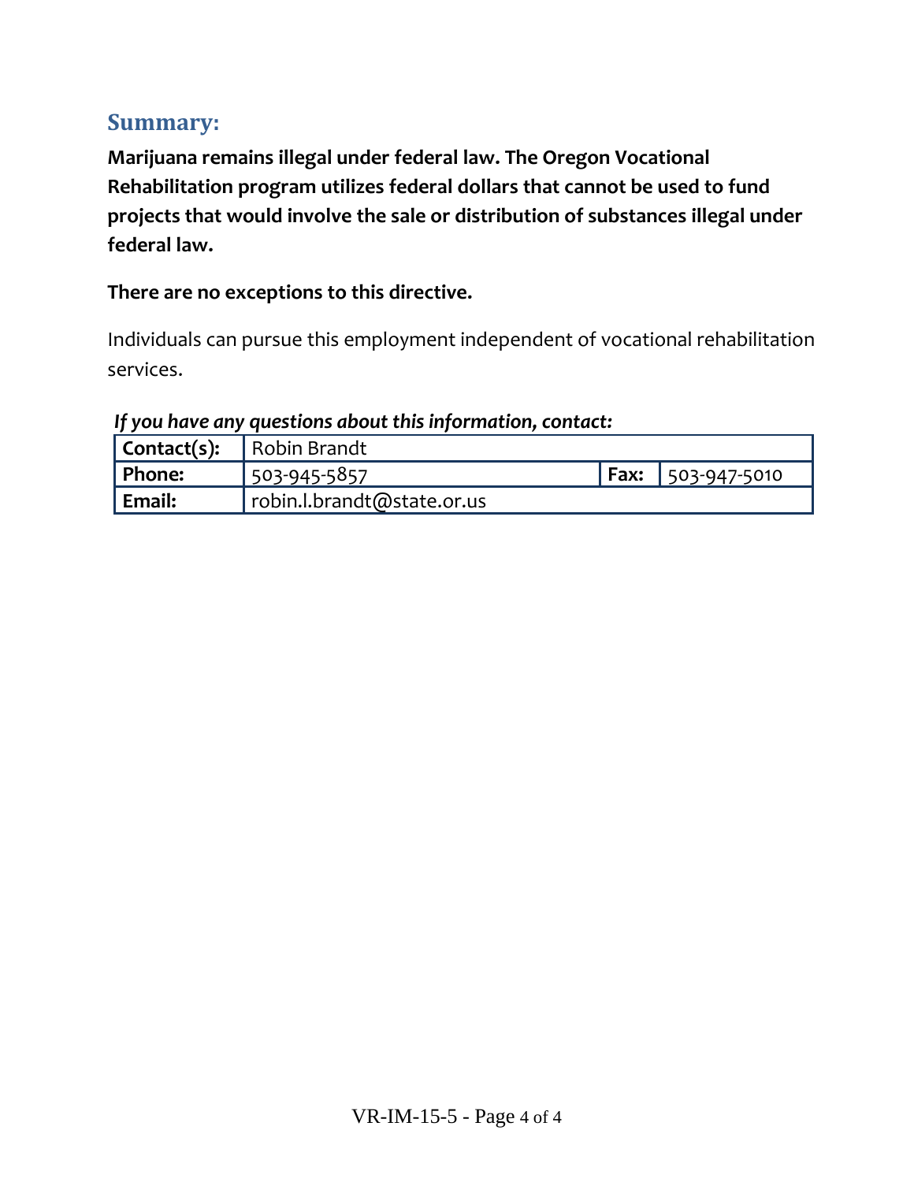## Summary:

**Marijuana remains illegal under federal law. The Oregon Vocational Rehabilitation program utilizes federal dollars that cannot be used to fund projects that would involve the sale or distribution of substances illegal under federal law.**

**There are no exceptions to this directive.**

Individuals can pursue this employment independent of vocational rehabilitation services.

***If you have any questions about this information, contact:***

| | | | |
|---|---|---|---|
| **Contact(s):** | Robin Brandt | | |
| **Phone:** | 503-945-5857 | **Fax:** | 503-947-5010 |
| **Email:** | robin.l.brandt@state.or.us | | |